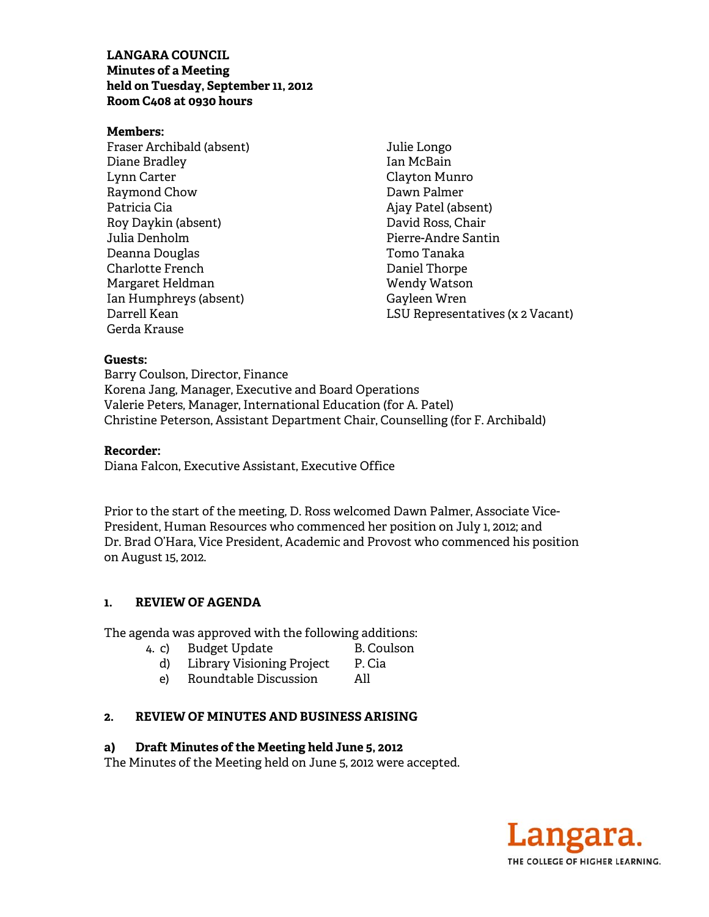**LANGARA COUNCIL**
**Minutes of a Meeting**
**held on Tuesday, September 11, 2012**
**Room C408 at 0930 hours**

**Members:**

Fraser Archibald (absent)
Diane Bradley
Lynn Carter
Raymond Chow
Patricia Cia
Roy Daykin (absent)
Julia Denholm
Deanna Douglas
Charlotte French
Margaret Heldman
Ian Humphreys (absent)
Darrell Kean
Gerda Krause
Julie Longo
Ian McBain
Clayton Munro
Dawn Palmer
Ajay Patel (absent)
David Ross, Chair
Pierre-Andre Santin
Tomo Tanaka
Daniel Thorpe
Wendy Watson
Gayleen Wren
LSU Representatives (x 2 Vacant)

**Guests:**

Barry Coulson, Director, Finance
Korena Jang, Manager, Executive and Board Operations
Valerie Peters, Manager, International Education (for A. Patel)
Christine Peterson, Assistant Department Chair, Counselling (for F. Archibald)

**Recorder:**

Diana Falcon, Executive Assistant, Executive Office

Prior to the start of the meeting, D. Ross welcomed Dawn Palmer, Associate Vice-President, Human Resources who commenced her position on July 1, 2012; and Dr. Brad O'Hara, Vice President, Academic and Provost who commenced his position on August 15, 2012.

## 1. REVIEW OF AGENDA

The agenda was approved with the following additions:

| | | |
|---|---|---|
| 4. c) | Budget Update | B. Coulson |
| d) | Library Visioning Project | P. Cia |
| e) | Roundtable Discussion | All |

## 2. REVIEW OF MINUTES AND BUSINESS ARISING

### a) Draft Minutes of the Meeting held June 5, 2012

The Minutes of the Meeting held on June 5, 2012 were accepted.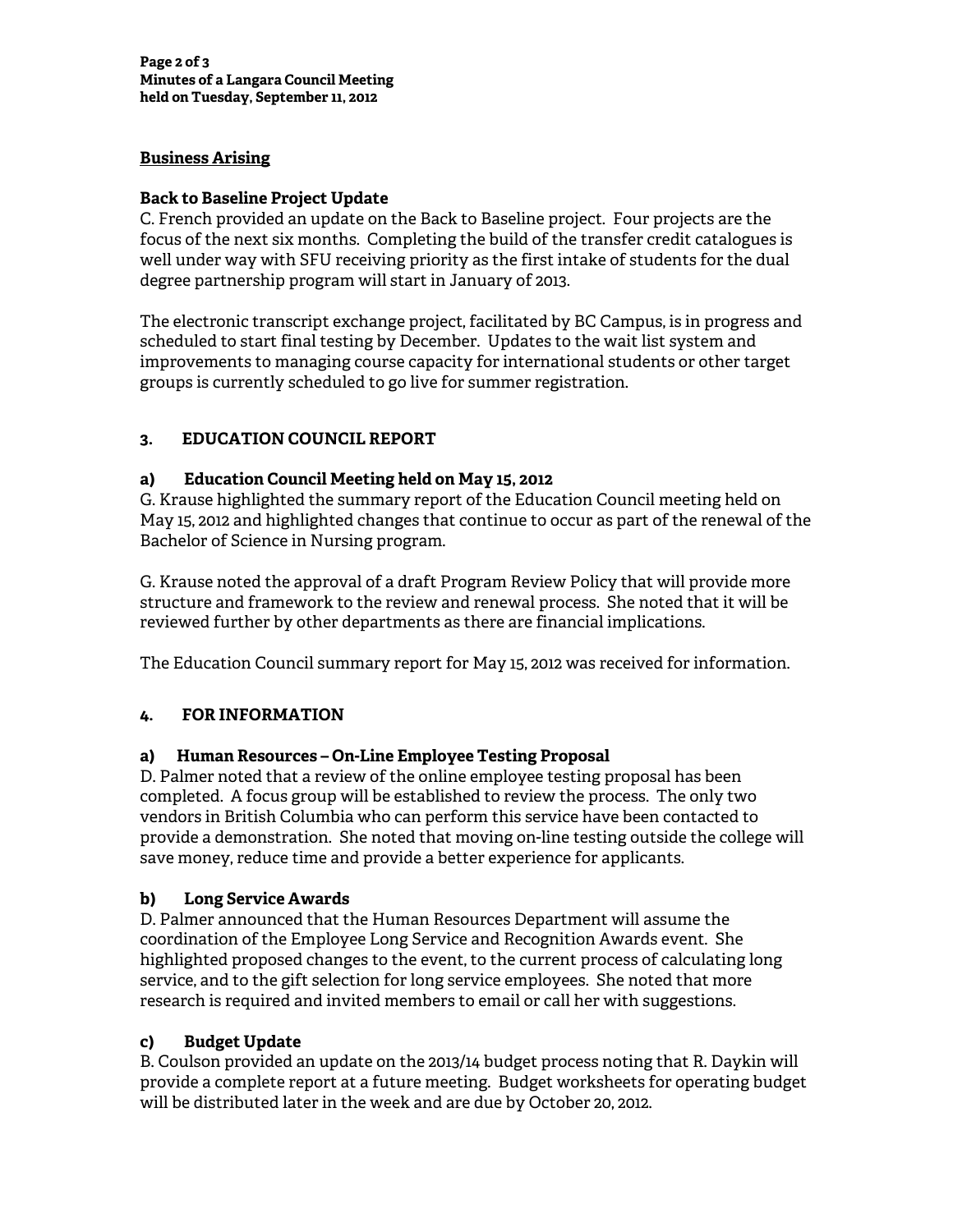**Business Arising**

**Back to Baseline Project Update**

C. French provided an update on the Back to Baseline project. Four projects are the focus of the next six months. Completing the build of the transfer credit catalogues is well under way with SFU receiving priority as the first intake of students for the dual degree partnership program will start in January of 2013.

The electronic transcript exchange project, facilitated by BC Campus, is in progress and scheduled to start final testing by December. Updates to the wait list system and improvements to managing course capacity for international students or other target groups is currently scheduled to go live for summer registration.

## 3. EDUCATION COUNCIL REPORT

### a) Education Council Meeting held on May 15, 2012

G. Krause highlighted the summary report of the Education Council meeting held on May 15, 2012 and highlighted changes that continue to occur as part of the renewal of the Bachelor of Science in Nursing program.

G. Krause noted the approval of a draft Program Review Policy that will provide more structure and framework to the review and renewal process. She noted that it will be reviewed further by other departments as there are financial implications.

The Education Council summary report for May 15, 2012 was received for information.

## 4. FOR INFORMATION

### a) Human Resources – On-Line Employee Testing Proposal

D. Palmer noted that a review of the online employee testing proposal has been completed. A focus group will be established to review the process. The only two vendors in British Columbia who can perform this service have been contacted to provide a demonstration. She noted that moving on-line testing outside the college will save money, reduce time and provide a better experience for applicants.

### b) Long Service Awards

D. Palmer announced that the Human Resources Department will assume the coordination of the Employee Long Service and Recognition Awards event. She highlighted proposed changes to the event, to the current process of calculating long service, and to the gift selection for long service employees. She noted that more research is required and invited members to email or call her with suggestions.

### c) Budget Update

B. Coulson provided an update on the 2013/14 budget process noting that R. Daykin will provide a complete report at a future meeting. Budget worksheets for operating budget will be distributed later in the week and are due by October 20, 2012.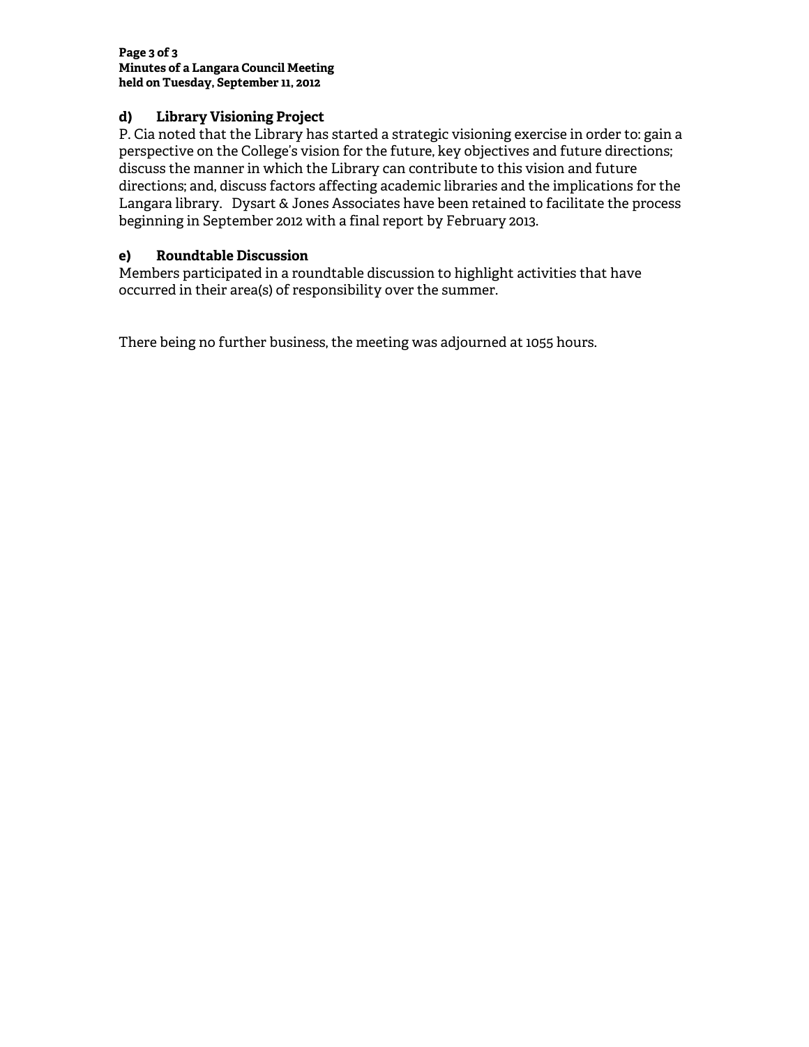### d) Library Visioning Project

P. Cia noted that the Library has started a strategic visioning exercise in order to: gain a perspective on the College's vision for the future, key objectives and future directions; discuss the manner in which the Library can contribute to this vision and future directions; and, discuss factors affecting academic libraries and the implications for the Langara library. Dysart & Jones Associates have been retained to facilitate the process beginning in September 2012 with a final report by February 2013.

### e) Roundtable Discussion

Members participated in a roundtable discussion to highlight activities that have occurred in their area(s) of responsibility over the summer.

There being no further business, the meeting was adjourned at 1055 hours.